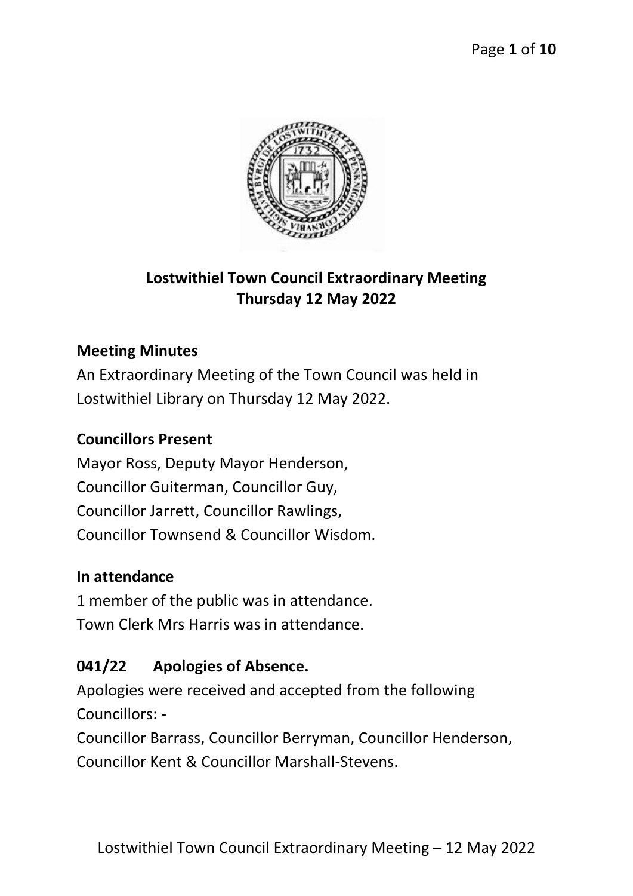# Lostwithiel Town Council Extraordinary Meeting
## Thursday 12 May 2022

### Meeting Minutes

An Extraordinary Meeting of the Town Council was held in Lostwithiel Library on Thursday 12 May 2022.

### Councillors Present

Mayor Ross, Deputy Mayor Henderson,
Councillor Guiterman, Councillor Guy,
Councillor Jarrett, Councillor Rawlings,
Councillor Townsend & Councillor Wisdom.

### In attendance

1 member of the public was in attendance.
Town Clerk Mrs Harris was in attendance.

### 041/22 Apologies of Absence.

Apologies were received and accepted from the following Councillors: -
Councillor Barrass, Councillor Berryman, Councillor Henderson, Councillor Kent & Councillor Marshall-Stevens.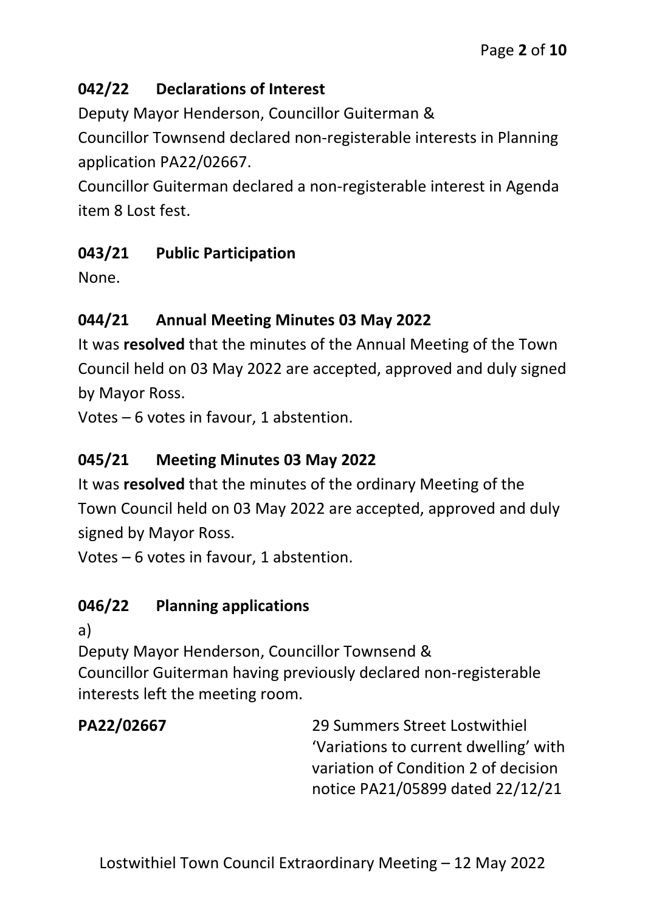## 042/22 Declarations of Interest

Deputy Mayor Henderson, Councillor Guiterman &
Councillor Townsend declared non-registerable interests in Planning application PA22/02667.
Councillor Guiterman declared a non-registerable interest in Agenda item 8 Lost fest.

## 043/21 Public Participation

None.

## 044/21 Annual Meeting Minutes 03 May 2022

It was **resolved** that the minutes of the Annual Meeting of the Town Council held on 03 May 2022 are accepted, approved and duly signed by Mayor Ross.
Votes – 6 votes in favour, 1 abstention.

## 045/21 Meeting Minutes 03 May 2022

It was **resolved** that the minutes of the ordinary Meeting of the Town Council held on 03 May 2022 are accepted, approved and duly signed by Mayor Ross.
Votes – 6 votes in favour, 1 abstention.

## 046/22 Planning applications

a)
Deputy Mayor Henderson, Councillor Townsend &
Councillor Guiterman having previously declared non-registerable interests left the meeting room.

**PA22/02667** 29 Summers Street Lostwithiel 'Variations to current dwelling' with variation of Condition 2 of decision notice PA21/05899 dated 22/12/21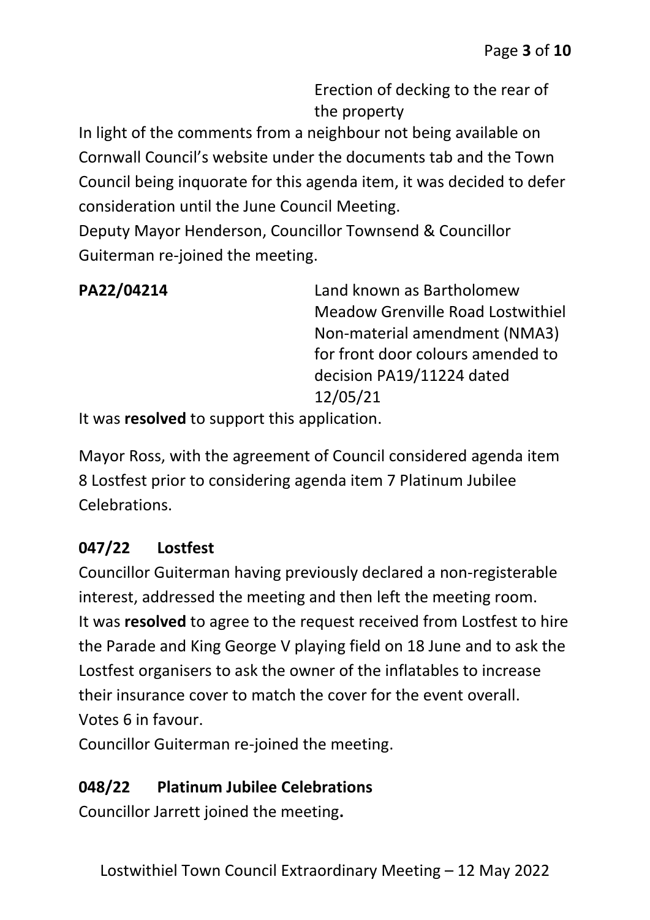Erection of decking to the rear of the property

In light of the comments from a neighbour not being available on Cornwall Council's website under the documents tab and the Town Council being inquorate for this agenda item, it was decided to defer consideration until the June Council Meeting.

Deputy Mayor Henderson, Councillor Townsend & Councillor Guiterman re-joined the meeting.

**PA22/04214** Land known as Bartholomew Meadow Grenville Road Lostwithiel Non-material amendment (NMA3) for front door colours amended to decision PA19/11224 dated 12/05/21

It was **resolved** to support this application.

Mayor Ross, with the agreement of Council considered agenda item 8 Lostfest prior to considering agenda item 7 Platinum Jubilee Celebrations.

## 047/22 Lostfest

Councillor Guiterman having previously declared a non-registerable interest, addressed the meeting and then left the meeting room.

It was **resolved** to agree to the request received from Lostfest to hire the Parade and King George V playing field on 18 June and to ask the Lostfest organisers to ask the owner of the inflatables to increase their insurance cover to match the cover for the event overall.

Votes 6 in favour.

Councillor Guiterman re-joined the meeting.

## 048/22 Platinum Jubilee Celebrations

Councillor Jarrett joined the meeting**.**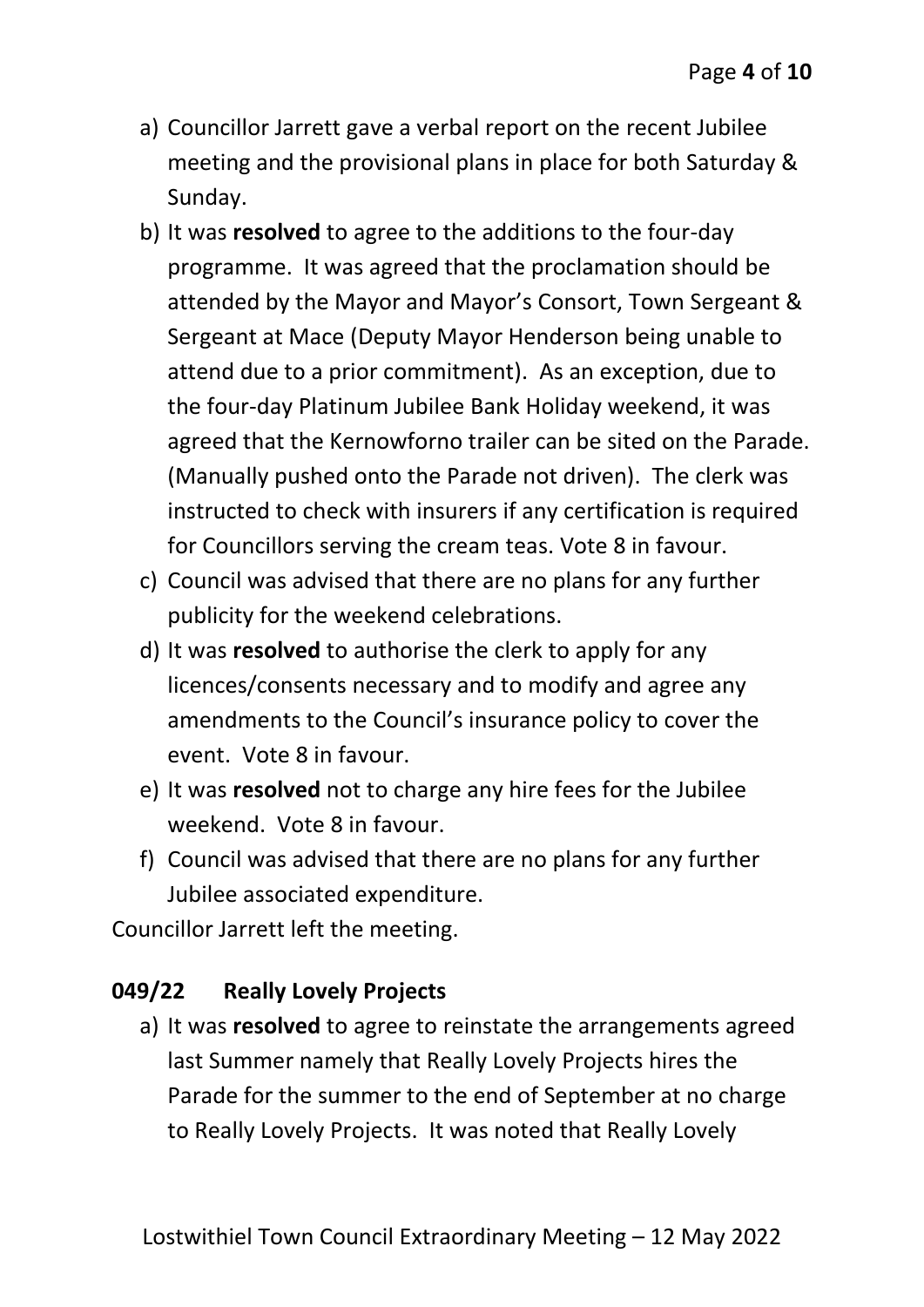a) Councillor Jarrett gave a verbal report on the recent Jubilee meeting and the provisional plans in place for both Saturday & Sunday.
b) It was **resolved** to agree to the additions to the four-day programme. It was agreed that the proclamation should be attended by the Mayor and Mayor's Consort, Town Sergeant & Sergeant at Mace (Deputy Mayor Henderson being unable to attend due to a prior commitment). As an exception, due to the four-day Platinum Jubilee Bank Holiday weekend, it was agreed that the Kernowforno trailer can be sited on the Parade. (Manually pushed onto the Parade not driven). The clerk was instructed to check with insurers if any certification is required for Councillors serving the cream teas. Vote 8 in favour.
c) Council was advised that there are no plans for any further publicity for the weekend celebrations.
d) It was **resolved** to authorise the clerk to apply for any licences/consents necessary and to modify and agree any amendments to the Council's insurance policy to cover the event. Vote 8 in favour.
e) It was **resolved** not to charge any hire fees for the Jubilee weekend. Vote 8 in favour.
f) Council was advised that there are no plans for any further Jubilee associated expenditure.

Councillor Jarrett left the meeting.

**049/22 Really Lovely Projects**

a) It was **resolved** to agree to reinstate the arrangements agreed last Summer namely that Really Lovely Projects hires the Parade for the summer to the end of September at no charge to Really Lovely Projects. It was noted that Really Lovely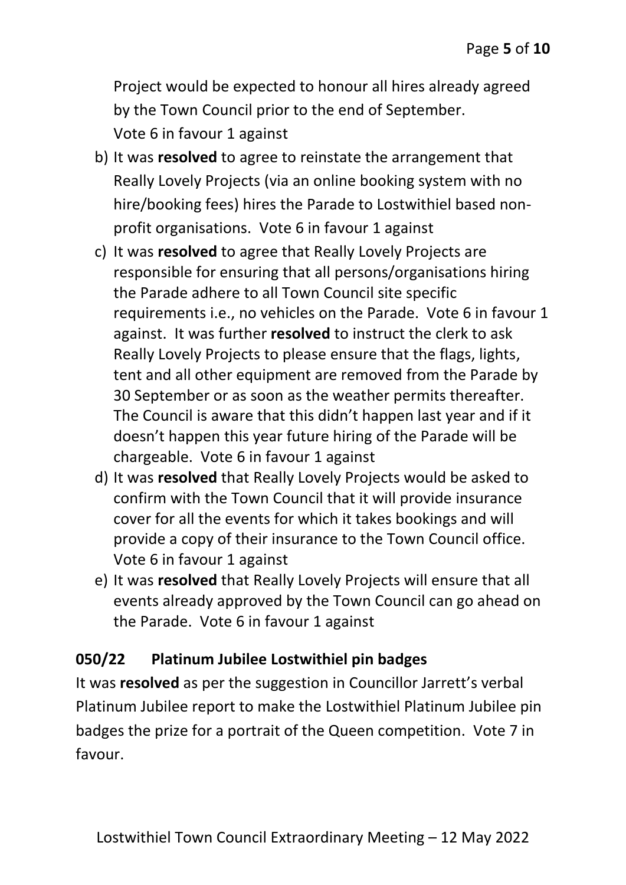Project would be expected to honour all hires already agreed by the Town Council prior to the end of September. Vote 6 in favour 1 against

b) It was **resolved** to agree to reinstate the arrangement that Really Lovely Projects (via an online booking system with no hire/booking fees) hires the Parade to Lostwithiel based non-profit organisations. Vote 6 in favour 1 against

c) It was **resolved** to agree that Really Lovely Projects are responsible for ensuring that all persons/organisations hiring the Parade adhere to all Town Council site specific requirements i.e., no vehicles on the Parade. Vote 6 in favour 1 against. It was further **resolved** to instruct the clerk to ask Really Lovely Projects to please ensure that the flags, lights, tent and all other equipment are removed from the Parade by 30 September or as soon as the weather permits thereafter. The Council is aware that this didn't happen last year and if it doesn't happen this year future hiring of the Parade will be chargeable. Vote 6 in favour 1 against

d) It was **resolved** that Really Lovely Projects would be asked to confirm with the Town Council that it will provide insurance cover for all the events for which it takes bookings and will provide a copy of their insurance to the Town Council office. Vote 6 in favour 1 against

e) It was **resolved** that Really Lovely Projects will ensure that all events already approved by the Town Council can go ahead on the Parade. Vote 6 in favour 1 against

## 050/22 Platinum Jubilee Lostwithiel pin badges

It was **resolved** as per the suggestion in Councillor Jarrett's verbal Platinum Jubilee report to make the Lostwithiel Platinum Jubilee pin badges the prize for a portrait of the Queen competition. Vote 7 in favour.

Lostwithiel Town Council Extraordinary Meeting – 12 May 2022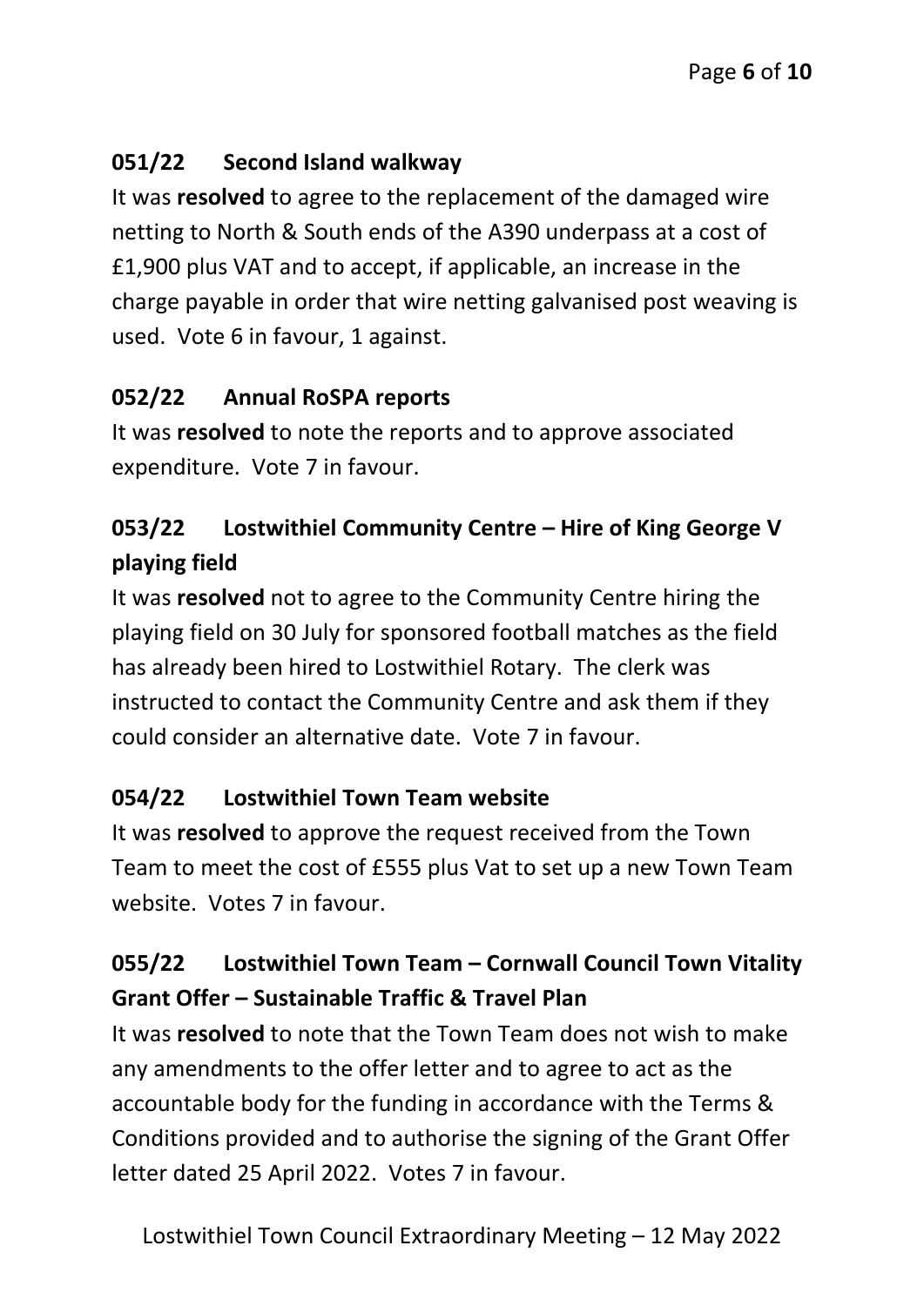### 051/22 Second Island walkway

It was **resolved** to agree to the replacement of the damaged wire netting to North & South ends of the A390 underpass at a cost of £1,900 plus VAT and to accept, if applicable, an increase in the charge payable in order that wire netting galvanised post weaving is used. Vote 6 in favour, 1 against.

### 052/22 Annual RoSPA reports

It was **resolved** to note the reports and to approve associated expenditure. Vote 7 in favour.

### 053/22 Lostwithiel Community Centre – Hire of King George V playing field

It was **resolved** not to agree to the Community Centre hiring the playing field on 30 July for sponsored football matches as the field has already been hired to Lostwithiel Rotary. The clerk was instructed to contact the Community Centre and ask them if they could consider an alternative date. Vote 7 in favour.

### 054/22 Lostwithiel Town Team website

It was **resolved** to approve the request received from the Town Team to meet the cost of £555 plus Vat to set up a new Town Team website. Votes 7 in favour.

### 055/22 Lostwithiel Town Team – Cornwall Council Town Vitality Grant Offer – Sustainable Traffic & Travel Plan

It was **resolved** to note that the Town Team does not wish to make any amendments to the offer letter and to agree to act as the accountable body for the funding in accordance with the Terms & Conditions provided and to authorise the signing of the Grant Offer letter dated 25 April 2022. Votes 7 in favour.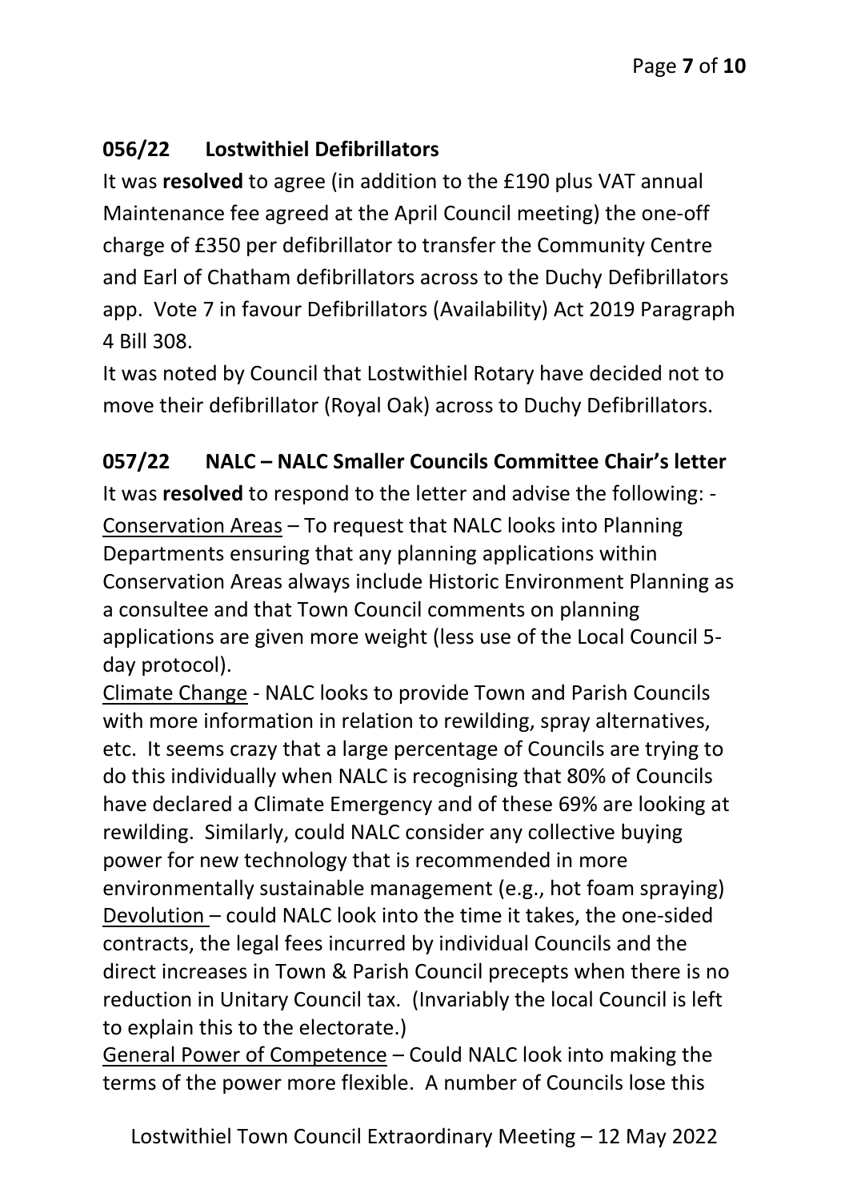### 056/22 Lostwithiel Defibrillators

It was **resolved** to agree (in addition to the £190 plus VAT annual Maintenance fee agreed at the April Council meeting) the one-off charge of £350 per defibrillator to transfer the Community Centre and Earl of Chatham defibrillators across to the Duchy Defibrillators app. Vote 7 in favour Defibrillators (Availability) Act 2019 Paragraph 4 Bill 308.

It was noted by Council that Lostwithiel Rotary have decided not to move their defibrillator (Royal Oak) across to Duchy Defibrillators.

### 057/22 NALC – NALC Smaller Councils Committee Chair's letter

It was **resolved** to respond to the letter and advise the following: -

<u>Conservation Areas</u> – To request that NALC looks into Planning Departments ensuring that any planning applications within Conservation Areas always include Historic Environment Planning as a consultee and that Town Council comments on planning applications are given more weight (less use of the Local Council 5-day protocol).

<u>Climate Change</u> - NALC looks to provide Town and Parish Councils with more information in relation to rewilding, spray alternatives, etc. It seems crazy that a large percentage of Councils are trying to do this individually when NALC is recognising that 80% of Councils have declared a Climate Emergency and of these 69% are looking at rewilding. Similarly, could NALC consider any collective buying power for new technology that is recommended in more environmentally sustainable management (e.g., hot foam spraying)

<u>Devolution</u> – could NALC look into the time it takes, the one-sided contracts, the legal fees incurred by individual Councils and the direct increases in Town & Parish Council precepts when there is no reduction in Unitary Council tax. (Invariably the local Council is left to explain this to the electorate.)

<u>General Power of Competence</u> – Could NALC look into making the terms of the power more flexible. A number of Councils lose this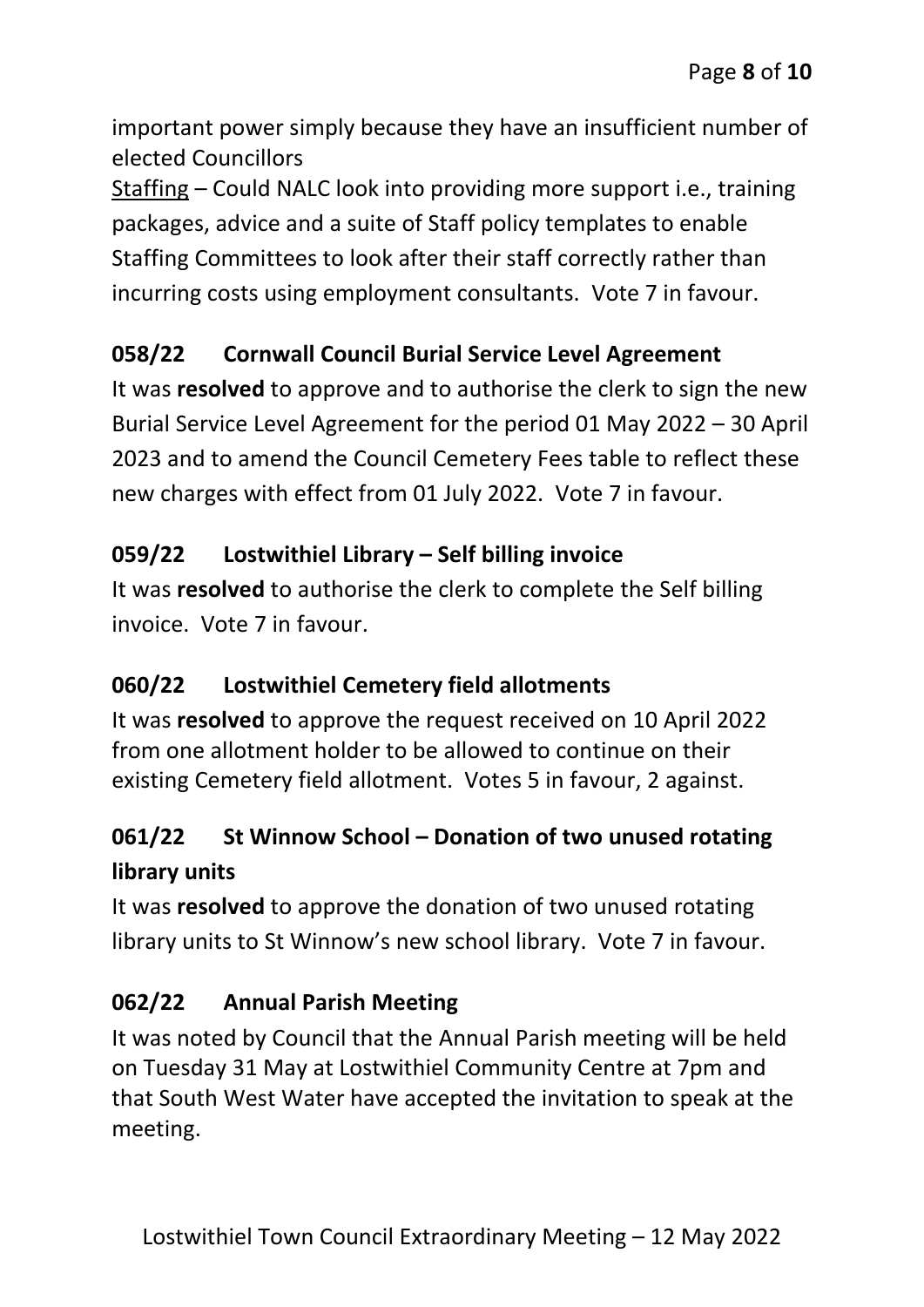important power simply because they have an insufficient number of elected Councillors

Staffing – Could NALC look into providing more support i.e., training packages, advice and a suite of Staff policy templates to enable Staffing Committees to look after their staff correctly rather than incurring costs using employment consultants. Vote 7 in favour.

**058/22 Cornwall Council Burial Service Level Agreement**

It was **resolved** to approve and to authorise the clerk to sign the new Burial Service Level Agreement for the period 01 May 2022 – 30 April 2023 and to amend the Council Cemetery Fees table to reflect these new charges with effect from 01 July 2022. Vote 7 in favour.

**059/22 Lostwithiel Library – Self billing invoice**

It was **resolved** to authorise the clerk to complete the Self billing invoice. Vote 7 in favour.

**060/22 Lostwithiel Cemetery field allotments**

It was **resolved** to approve the request received on 10 April 2022 from one allotment holder to be allowed to continue on their existing Cemetery field allotment. Votes 5 in favour, 2 against.

**061/22 St Winnow School – Donation of two unused rotating library units**

It was **resolved** to approve the donation of two unused rotating library units to St Winnow's new school library. Vote 7 in favour.

**062/22 Annual Parish Meeting**

It was noted by Council that the Annual Parish meeting will be held on Tuesday 31 May at Lostwithiel Community Centre at 7pm and that South West Water have accepted the invitation to speak at the meeting.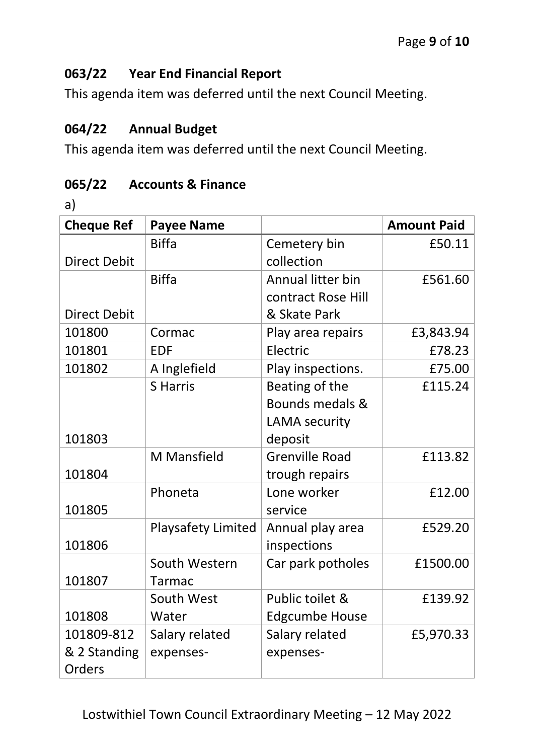## 063/22 Year End Financial Report

This agenda item was deferred until the next Council Meeting.

## 064/22 Annual Budget

This agenda item was deferred until the next Council Meeting.

## 065/22 Accounts & Finance

a)

| Cheque Ref | Payee Name | | Amount Paid |
|---|---|---|---|
| Direct Debit | Biffa | Cemetery bin collection | £50.11 |
| Direct Debit | Biffa | Annual litter bin contract Rose Hill & Skate Park | £561.60 |
| 101800 | Cormac | Play area repairs | £3,843.94 |
| 101801 | EDF | Electric | £78.23 |
| 101802 | A Inglefield | Play inspections. | £75.00 |
| 101803 | S Harris | Beating of the Bounds medals & LAMA security deposit | £115.24 |
| 101804 | M Mansfield | Grenville Road trough repairs | £113.82 |
| 101805 | Phoneta | Lone worker service | £12.00 |
| 101806 | Playsafety Limited | Annual play area inspections | £529.20 |
| 101807 | South Western Tarmac | Car park potholes | £1500.00 |
| 101808 | South West Water | Public toilet & Edgcumbe House | £139.92 |
| 101809-812 & 2 Standing Orders | Salary related expenses- | Salary related expenses- | £5,970.33 |

Lostwithiel Town Council Extraordinary Meeting – 12 May 2022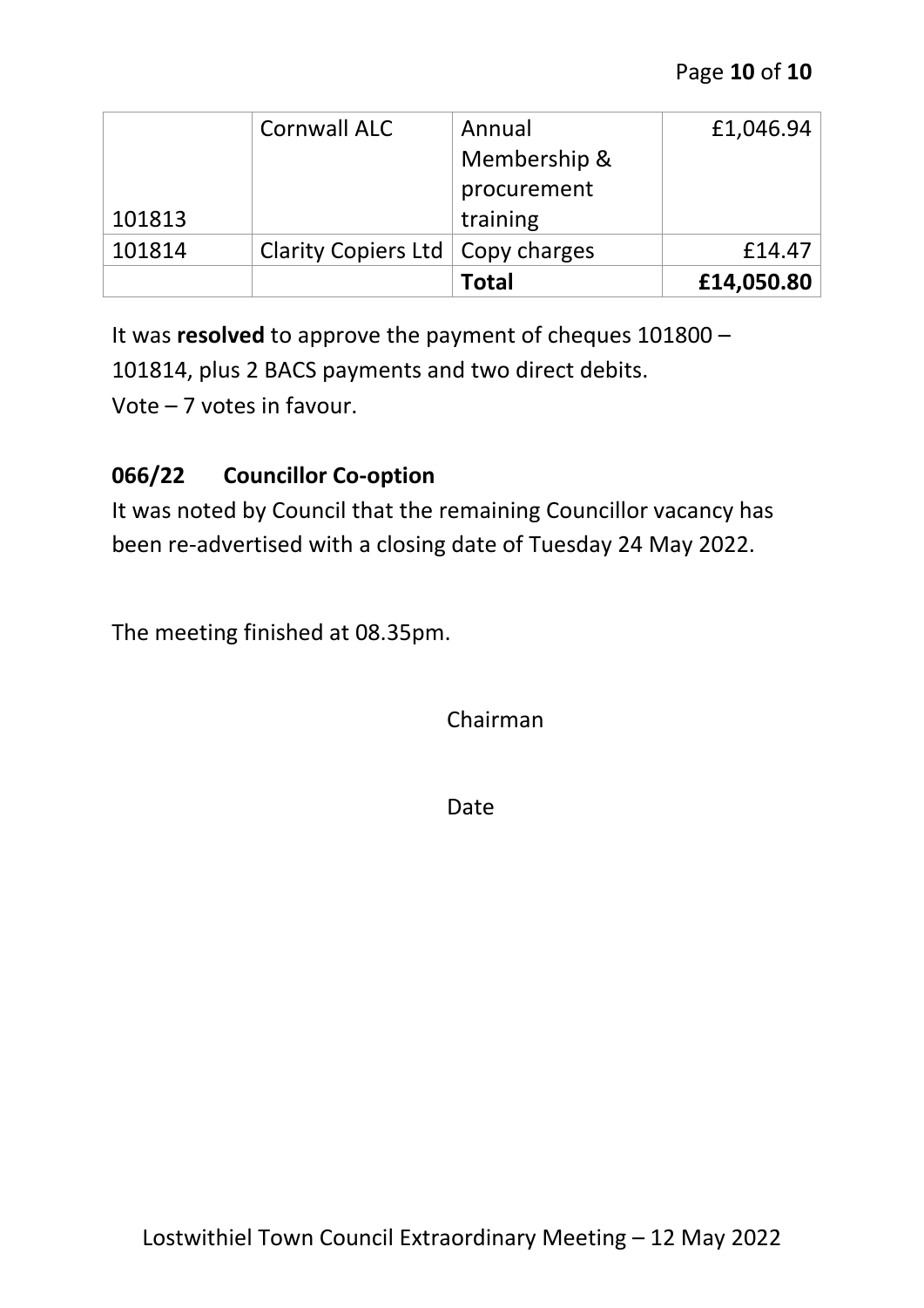| | | | |
|---|---|---|---|
| 101813 | Cornwall ALC | Annual Membership & procurement training | £1,046.94 |
| 101814 | Clarity Copiers Ltd | Copy charges | £14.47 |
| | | **Total** | **£14,050.80** |

It was **resolved** to approve the payment of cheques 101800 – 101814, plus 2 BACS payments and two direct debits.
Vote – 7 votes in favour.

### 066/22 Councillor Co-option

It was noted by Council that the remaining Councillor vacancy has been re-advertised with a closing date of Tuesday 24 May 2022.

The meeting finished at 08.35pm.

Chairman

Date